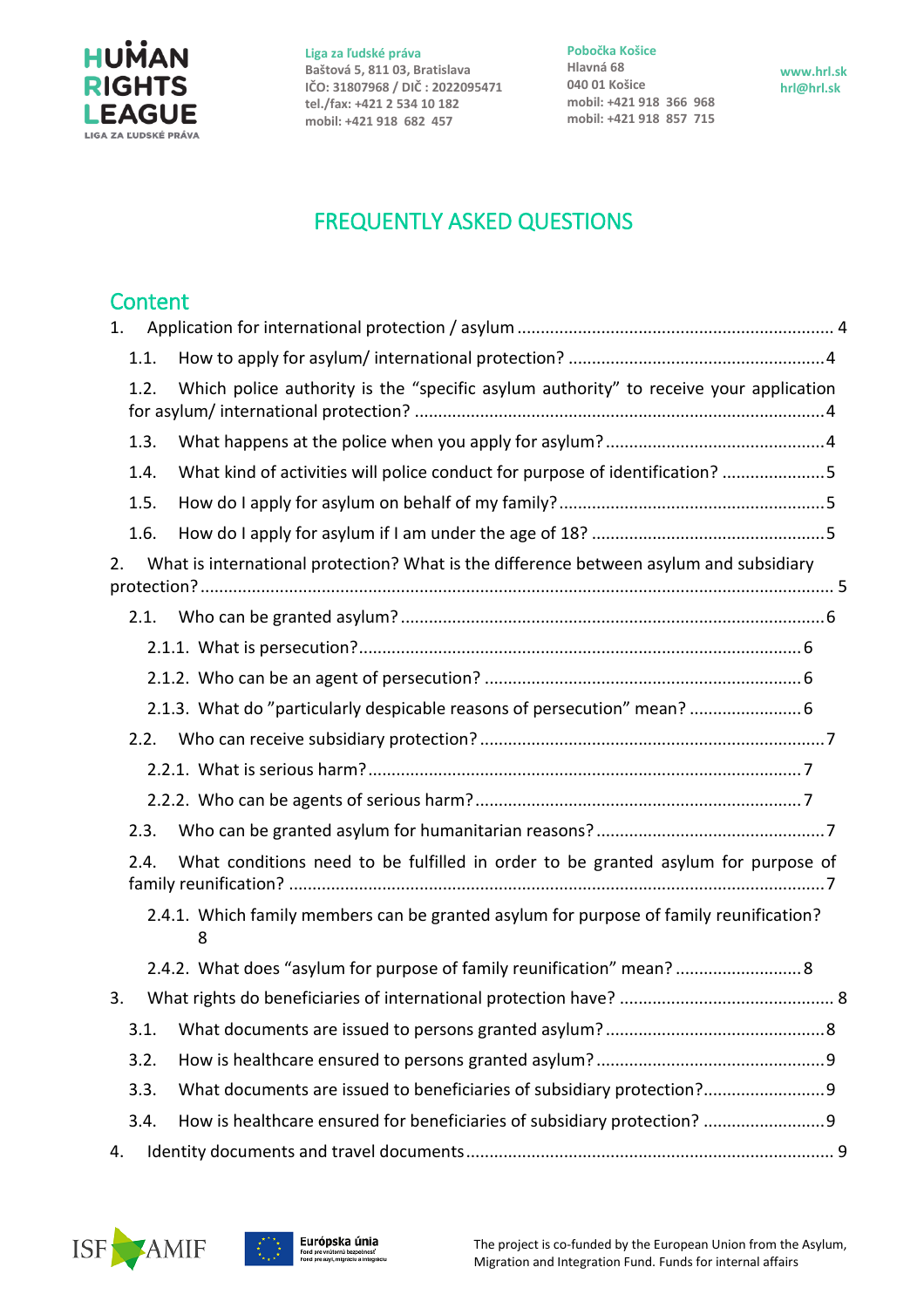Liga za ľudské práva
Baštová 5, 811 03, Bratislava
IČO: 31807968 / DIČ : 2022095471
tel./fax: +421 2 534 10 182
mobil: +421 918 682 457

Pobočka Košice
Hlavná 68
040 01 Košice
mobil: +421 918 366 968
mobil: +421 918 857 715

www.hrl.sk
hrl@hrl.sk

# FREQUENTLY ASKED QUESTIONS

## Content

1. Application for international protection / asylum ..... 4
   - 1.1. How to apply for asylum/ international protection? ..... 4
   - 1.2. Which police authority is the "specific asylum authority" to receive your application for asylum/ international protection? ..... 4
   - 1.3. What happens at the police when you apply for asylum? ..... 4
   - 1.4. What kind of activities will police conduct for purpose of identification? ..... 5
   - 1.5. How do I apply for asylum on behalf of my family? ..... 5
   - 1.6. How do I apply for asylum if I am under the age of 18? ..... 5
2. What is international protection? What is the difference between asylum and subsidiary protection? ..... 5
   - 2.1. Who can be granted asylum? ..... 6
     - 2.1.1. What is persecution? ..... 6
     - 2.1.2. Who can be an agent of persecution? ..... 6
     - 2.1.3. What do "particularly despicable reasons of persecution" mean? ..... 6
   - 2.2. Who can receive subsidiary protection? ..... 7
     - 2.2.1. What is serious harm? ..... 7
     - 2.2.2. Who can be agents of serious harm? ..... 7
   - 2.3. Who can be granted asylum for humanitarian reasons? ..... 7
   - 2.4. What conditions need to be fulfilled in order to be granted asylum for purpose of family reunification? ..... 7
     - 2.4.1. Which family members can be granted asylum for purpose of family reunification? 8
     - 2.4.2. What does "asylum for purpose of family reunification" mean? ..... 8
3. What rights do beneficiaries of international protection have? ..... 8
   - 3.1. What documents are issued to persons granted asylum? ..... 8
   - 3.2. How is healthcare ensured to persons granted asylum? ..... 9
   - 3.3. What documents are issued to beneficiaries of subsidiary protection? ..... 9
   - 3.4. How is healthcare ensured for beneficiaries of subsidiary protection? ..... 9
4. Identity documents and travel documents ..... 9

The project is co-funded by the European Union from the Asylum, Migration and Integration Fund. Funds for internal affairs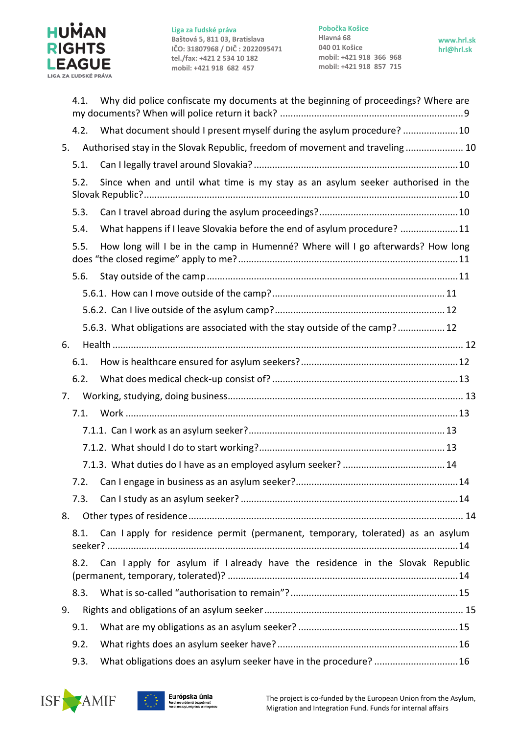4.1. Why did police confiscate my documents at the beginning of proceedings? Where are my documents? When will police return it back? ........ 9

4.2. What document should I present myself during the asylum procedure? ........ 10

5. Authorised stay in the Slovak Republic, freedom of movement and traveling ........ 10

5.1. Can I legally travel around Slovakia? ........ 10

5.2. Since when and until what time is my stay as an asylum seeker authorised in the Slovak Republic? ........ 10

5.3. Can I travel abroad during the asylum proceedings? ........ 10

5.4. What happens if I leave Slovakia before the end of asylum procedure? ........ 11

5.5. How long will I be in the camp in Humenné? Where will I go afterwards? How long does “the closed regime” apply to me? ........ 11

5.6. Stay outside of the camp ........ 11

5.6.1. How can I move outside of the camp? ........ 11

5.6.2. Can I live outside of the asylum camp? ........ 12

5.6.3. What obligations are associated with the stay outside of the camp? ........ 12

6. Health ........ 12

6.1. How is healthcare ensured for asylum seekers? ........ 12

6.2. What does medical check-up consist of? ........ 13

7. Working, studying, doing business ........ 13

7.1. Work ........ 13

7.1.1. Can I work as an asylum seeker? ........ 13

7.1.2. What should I do to start working? ........ 13

7.1.3. What duties do I have as an employed asylum seeker? ........ 14

7.2. Can I engage in business as an asylum seeker? ........ 14

7.3. Can I study as an asylum seeker? ........ 14

8. Other types of residence ........ 14

8.1. Can I apply for residence permit (permanent, temporary, tolerated) as an asylum seeker? ........ 14

8.2. Can I apply for asylum if I already have the residence in the Slovak Republic (permanent, temporary, tolerated)? ........ 14

8.3. What is so-called “authorisation to remain”? ........ 15

9. Rights and obligations of an asylum seeker ........ 15

9.1. What are my obligations as an asylum seeker? ........ 15

9.2. What rights does an asylum seeker have? ........ 16

9.3. What obligations does an asylum seeker have in the procedure? ........ 16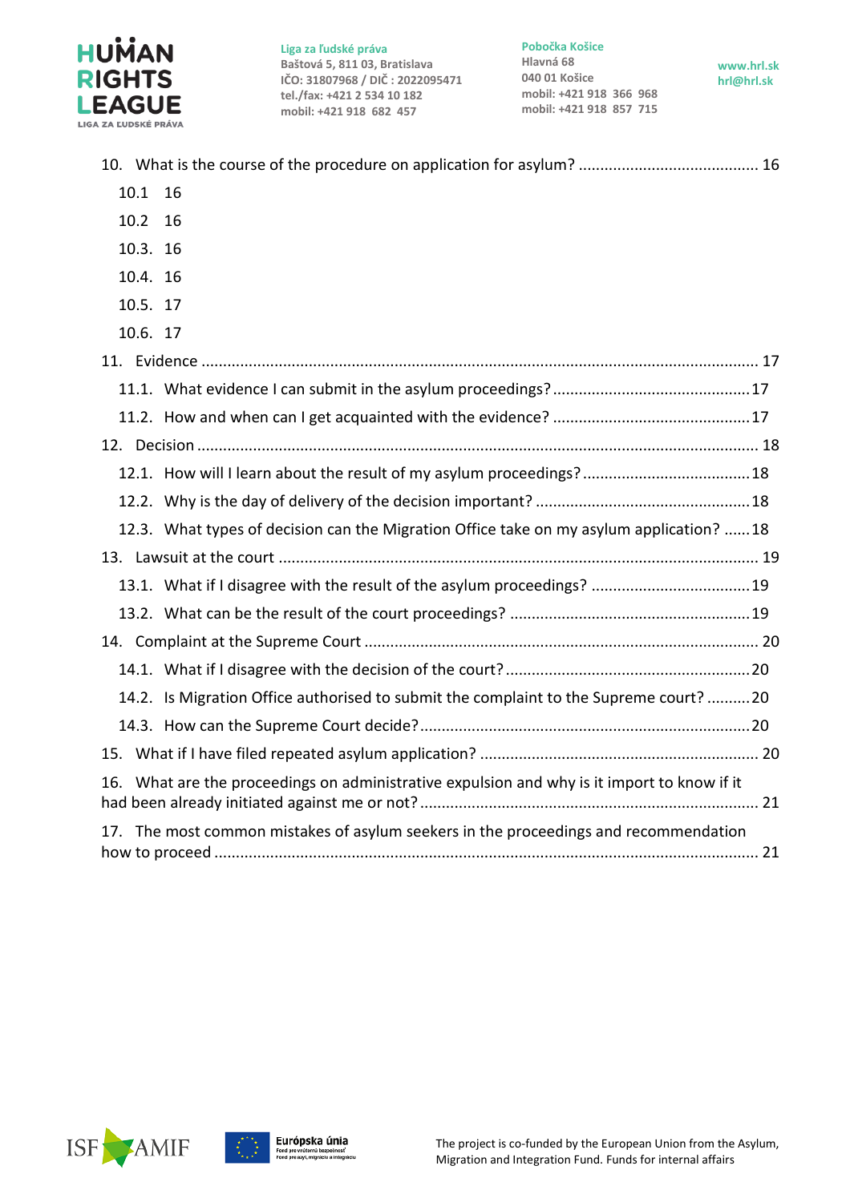10. What is the course of the procedure on application for asylum? .......................................... 16

 10.1 16

 10.2 16

 10.3. 16

 10.4. 16

 10.5. 17

 10.6. 17

11. Evidence ............................................................................................................................... 17

 11.1. What evidence I can submit in the asylum proceedings? ............................................. 17

 11.2. How and when can I get acquainted with the evidence? ............................................. 17

12. Decision ................................................................................................................................ 18

 12.1. How will I learn about the result of my asylum proceedings? ....................................... 18

 12.2. Why is the day of delivery of the decision important? ................................................. 18

 12.3. What types of decision can the Migration Office take on my asylum application? ...... 18

13. Lawsuit at the court .............................................................................................................. 19

 13.1. What if I disagree with the result of the asylum proceedings? .................................... 19

 13.2. What can be the result of the court proceedings? ....................................................... 19

14. Complaint at the Supreme Court ......................................................................................... 20

 14.1. What if I disagree with the decision of the court? ........................................................ 20

 14.2. Is Migration Office authorised to submit the complaint to the Supreme court? .......... 20

 14.3. How can the Supreme Court decide? ............................................................................ 20

15. What if I have filed repeated asylum application? ............................................................... 20

16. What are the proceedings on administrative expulsion and why is it import to know if it had been already initiated against me or not? ............................................................................ 21

17. The most common mistakes of asylum seekers in the proceedings and recommendation how to proceed ......................................................................................................................... 21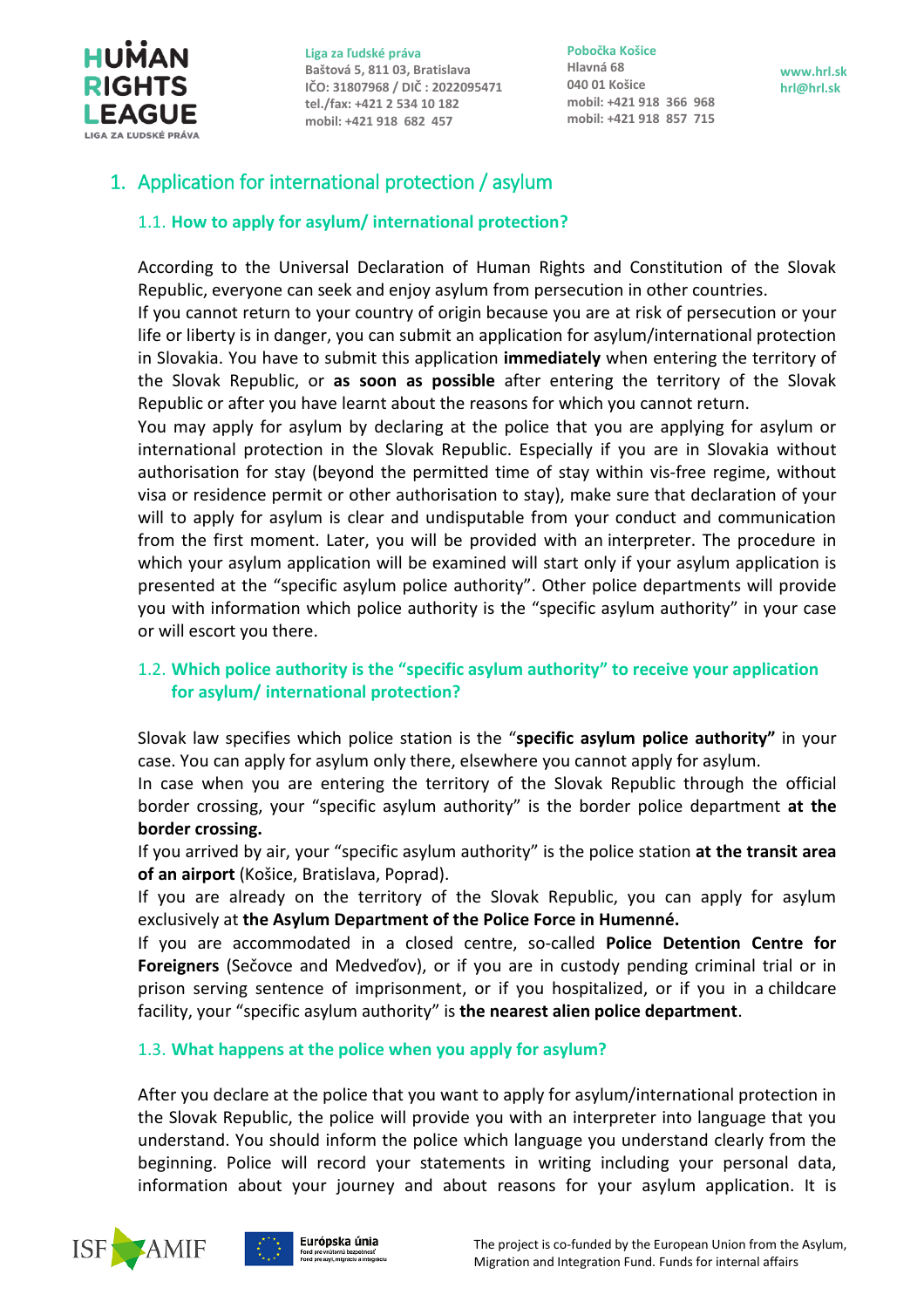# 1. Application for international protection / asylum

## 1.1. How to apply for asylum/ international protection?

According to the Universal Declaration of Human Rights and Constitution of the Slovak Republic, everyone can seek and enjoy asylum from persecution in other countries.
If you cannot return to your country of origin because you are at risk of persecution or your life or liberty is in danger, you can submit an application for asylum/international protection in Slovakia. You have to submit this application **immediately** when entering the territory of the Slovak Republic, or **as soon as possible** after entering the territory of the Slovak Republic or after you have learnt about the reasons for which you cannot return.
You may apply for asylum by declaring at the police that you are applying for asylum or international protection in the Slovak Republic. Especially if you are in Slovakia without authorisation for stay (beyond the permitted time of stay within vis-free regime, without visa or residence permit or other authorisation to stay), make sure that declaration of your will to apply for asylum is clear and undisputable from your conduct and communication from the first moment. Later, you will be provided with an interpreter. The procedure in which your asylum application will be examined will start only if your asylum application is presented at the "specific asylum police authority". Other police departments will provide you with information which police authority is the "specific asylum authority" in your case or will escort you there.

## 1.2. Which police authority is the "specific asylum authority" to receive your application for asylum/ international protection?

Slovak law specifies which police station is the "**specific asylum police authority"** in your case. You can apply for asylum only there, elsewhere you cannot apply for asylum.
In case when you are entering the territory of the Slovak Republic through the official border crossing, your "specific asylum authority" is the border police department **at the border crossing.**
If you arrived by air, your "specific asylum authority" is the police station **at the transit area of an airport** (Košice, Bratislava, Poprad).
If you are already on the territory of the Slovak Republic, you can apply for asylum exclusively at **the Asylum Department of the Police Force in Humenné.**
If you are accommodated in a closed centre, so-called **Police Detention Centre for Foreigners** (Sečovce and Medveďov), or if you are in custody pending criminal trial or in prison serving sentence of imprisonment, or if you hospitalized, or if you in a childcare facility, your "specific asylum authority" is **the nearest alien police department**.

## 1.3. What happens at the police when you apply for asylum?

After you declare at the police that you want to apply for asylum/international protection in the Slovak Republic, the police will provide you with an interpreter into language that you understand. You should inform the police which language you understand clearly from the beginning. Police will record your statements in writing including your personal data, information about your journey and about reasons for your asylum application. It is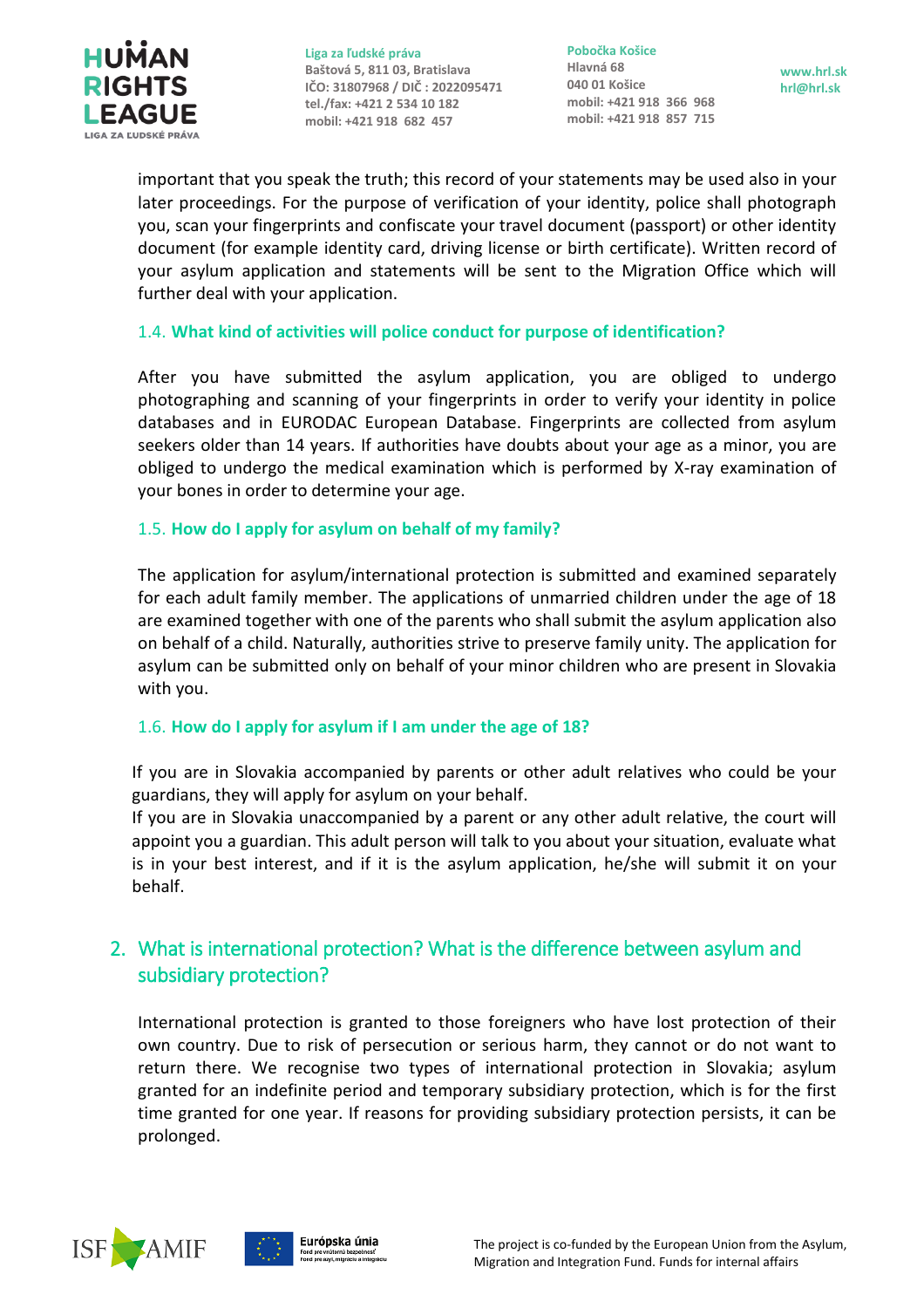important that you speak the truth; this record of your statements may be used also in your later proceedings. For the purpose of verification of your identity, police shall photograph you, scan your fingerprints and confiscate your travel document (passport) or other identity document (for example identity card, driving license or birth certificate). Written record of your asylum application and statements will be sent to the Migration Office which will further deal with your application.

### 1.4. What kind of activities will police conduct for purpose of identification?

After you have submitted the asylum application, you are obliged to undergo photographing and scanning of your fingerprints in order to verify your identity in police databases and in EURODAC European Database. Fingerprints are collected from asylum seekers older than 14 years. If authorities have doubts about your age as a minor, you are obliged to undergo the medical examination which is performed by X-ray examination of your bones in order to determine your age.

### 1.5. How do I apply for asylum on behalf of my family?

The application for asylum/international protection is submitted and examined separately for each adult family member. The applications of unmarried children under the age of 18 are examined together with one of the parents who shall submit the asylum application also on behalf of a child. Naturally, authorities strive to preserve family unity. The application for asylum can be submitted only on behalf of your minor children who are present in Slovakia with you.

### 1.6. How do I apply for asylum if I am under the age of 18?

If you are in Slovakia accompanied by parents or other adult relatives who could be your guardians, they will apply for asylum on your behalf.

If you are in Slovakia unaccompanied by a parent or any other adult relative, the court will appoint you a guardian. This adult person will talk to you about your situation, evaluate what is in your best interest, and if it is the asylum application, he/she will submit it on your behalf.

## 2. What is international protection? What is the difference between asylum and subsidiary protection?

International protection is granted to those foreigners who have lost protection of their own country. Due to risk of persecution or serious harm, they cannot or do not want to return there. We recognise two types of international protection in Slovakia; asylum granted for an indefinite period and temporary subsidiary protection, which is for the first time granted for one year. If reasons for providing subsidiary protection persists, it can be prolonged.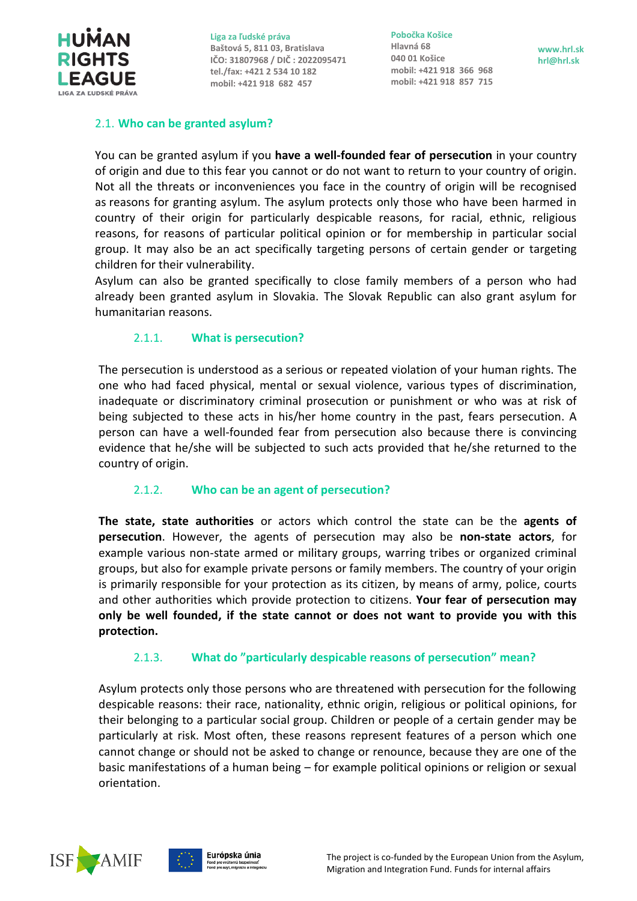## 2.1. Who can be granted asylum?

You can be granted asylum if you **have a well-founded fear of persecution** in your country of origin and due to this fear you cannot or do not want to return to your country of origin. Not all the threats or inconveniences you face in the country of origin will be recognised as reasons for granting asylum. The asylum protects only those who have been harmed in country of their origin for particularly despicable reasons, for racial, ethnic, religious reasons, for reasons of particular political opinion or for membership in particular social group. It may also be an act specifically targeting persons of certain gender or targeting children for their vulnerability.

Asylum can also be granted specifically to close family members of a person who had already been granted asylum in Slovakia. The Slovak Republic can also grant asylum for humanitarian reasons.

### 2.1.1. What is persecution?

The persecution is understood as a serious or repeated violation of your human rights. The one who had faced physical, mental or sexual violence, various types of discrimination, inadequate or discriminatory criminal prosecution or punishment or who was at risk of being subjected to these acts in his/her home country in the past, fears persecution. A person can have a well-founded fear from persecution also because there is convincing evidence that he/she will be subjected to such acts provided that he/she returned to the country of origin.

### 2.1.2. Who can be an agent of persecution?

**The state, state authorities** or actors which control the state can be the **agents of persecution**. However, the agents of persecution may also be **non-state actors**, for example various non-state armed or military groups, warring tribes or organized criminal groups, but also for example private persons or family members. The country of your origin is primarily responsible for your protection as its citizen, by means of army, police, courts and other authorities which provide protection to citizens. **Your fear of persecution may only be well founded, if the state cannot or does not want to provide you with this protection.**

### 2.1.3. What do "particularly despicable reasons of persecution" mean?

Asylum protects only those persons who are threatened with persecution for the following despicable reasons: their race, nationality, ethnic origin, religious or political opinions, for their belonging to a particular social group. Children or people of a certain gender may be particularly at risk. Most often, these reasons represent features of a person which one cannot change or should not be asked to change or renounce, because they are one of the basic manifestations of a human being – for example political opinions or religion or sexual orientation.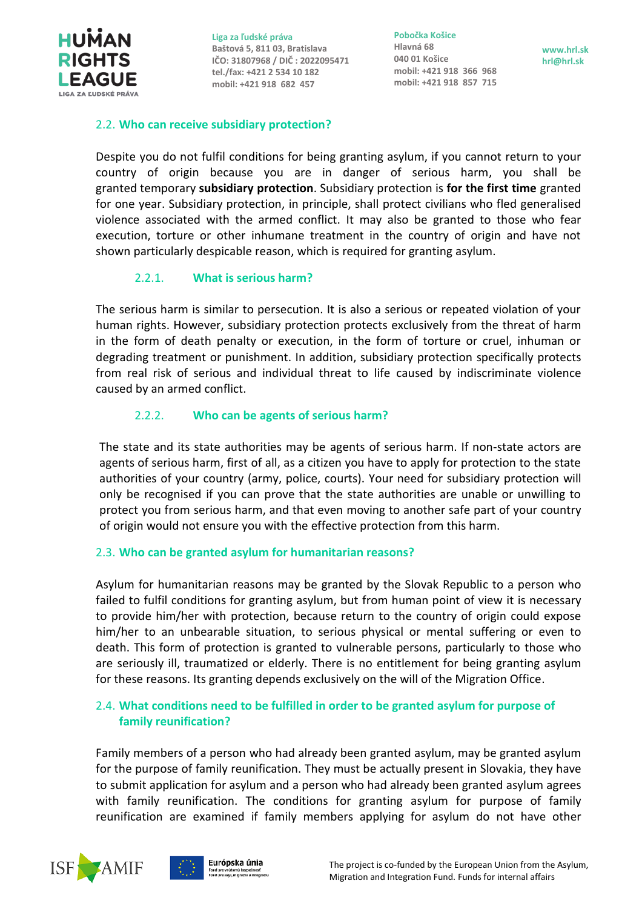## 2.2. Who can receive subsidiary protection?

Despite you do not fulfil conditions for being granting asylum, if you cannot return to your country of origin because you are in danger of serious harm, you shall be granted temporary **subsidiary protection**. Subsidiary protection is **for the first time** granted for one year. Subsidiary protection, in principle, shall protect civilians who fled generalised violence associated with the armed conflict. It may also be granted to those who fear execution, torture or other inhumane treatment in the country of origin and have not shown particularly despicable reason, which is required for granting asylum.

### 2.2.1. What is serious harm?

The serious harm is similar to persecution. It is also a serious or repeated violation of your human rights. However, subsidiary protection protects exclusively from the threat of harm in the form of death penalty or execution, in the form of torture or cruel, inhuman or degrading treatment or punishment. In addition, subsidiary protection specifically protects from real risk of serious and individual threat to life caused by indiscriminate violence caused by an armed conflict.

### 2.2.2. Who can be agents of serious harm?

The state and its state authorities may be agents of serious harm. If non-state actors are agents of serious harm, first of all, as a citizen you have to apply for protection to the state authorities of your country (army, police, courts). Your need for subsidiary protection will only be recognised if you can prove that the state authorities are unable or unwilling to protect you from serious harm, and that even moving to another safe part of your country of origin would not ensure you with the effective protection from this harm.

## 2.3. Who can be granted asylum for humanitarian reasons?

Asylum for humanitarian reasons may be granted by the Slovak Republic to a person who failed to fulfil conditions for granting asylum, but from human point of view it is necessary to provide him/her with protection, because return to the country of origin could expose him/her to an unbearable situation, to serious physical or mental suffering or even to death. This form of protection is granted to vulnerable persons, particularly to those who are seriously ill, traumatized or elderly. There is no entitlement for being granting asylum for these reasons. Its granting depends exclusively on the will of the Migration Office.

## 2.4. What conditions need to be fulfilled in order to be granted asylum for purpose of family reunification?

Family members of a person who had already been granted asylum, may be granted asylum for the purpose of family reunification. They must be actually present in Slovakia, they have to submit application for asylum and a person who had already been granted asylum agrees with family reunification. The conditions for granting asylum for purpose of family reunification are examined if family members applying for asylum do not have other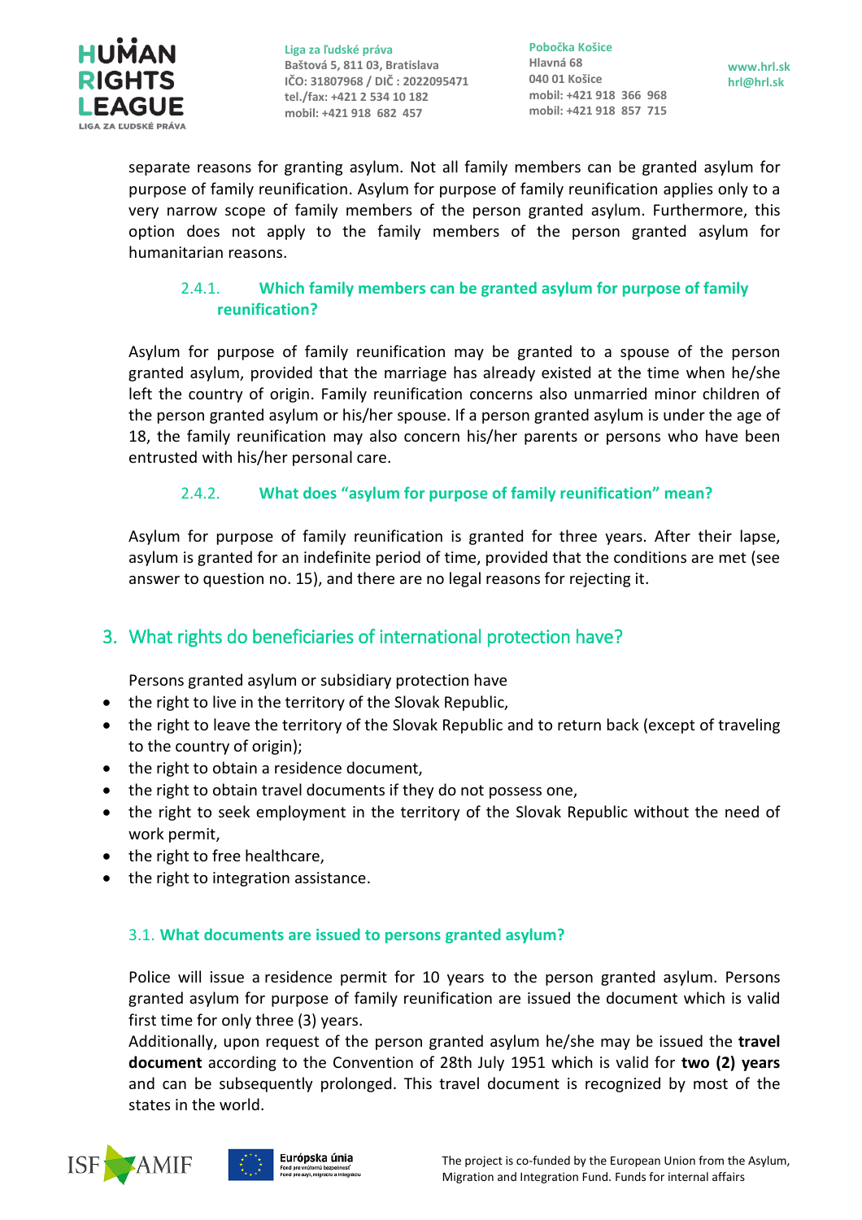separate reasons for granting asylum. Not all family members can be granted asylum for purpose of family reunification. Asylum for purpose of family reunification applies only to a very narrow scope of family members of the person granted asylum. Furthermore, this option does not apply to the family members of the person granted asylum for humanitarian reasons.

#### 2.4.1. Which family members can be granted asylum for purpose of family reunification?

Asylum for purpose of family reunification may be granted to a spouse of the person granted asylum, provided that the marriage has already existed at the time when he/she left the country of origin. Family reunification concerns also unmarried minor children of the person granted asylum or his/her spouse. If a person granted asylum is under the age of 18, the family reunification may also concern his/her parents or persons who have been entrusted with his/her personal care.

#### 2.4.2. What does "asylum for purpose of family reunification" mean?

Asylum for purpose of family reunification is granted for three years. After their lapse, asylum is granted for an indefinite period of time, provided that the conditions are met (see answer to question no. 15), and there are no legal reasons for rejecting it.

## 3. What rights do beneficiaries of international protection have?

Persons granted asylum or subsidiary protection have

- the right to live in the territory of the Slovak Republic,
- the right to leave the territory of the Slovak Republic and to return back (except of traveling to the country of origin);
- the right to obtain a residence document,
- the right to obtain travel documents if they do not possess one,
- the right to seek employment in the territory of the Slovak Republic without the need of work permit,
- the right to free healthcare,
- the right to integration assistance.

### 3.1. What documents are issued to persons granted asylum?

Police will issue a residence permit for 10 years to the person granted asylum. Persons granted asylum for purpose of family reunification are issued the document which is valid first time for only three (3) years.

Additionally, upon request of the person granted asylum he/she may be issued the **travel document** according to the Convention of 28th July 1951 which is valid for **two (2) years** and can be subsequently prolonged. This travel document is recognized by most of the states in the world.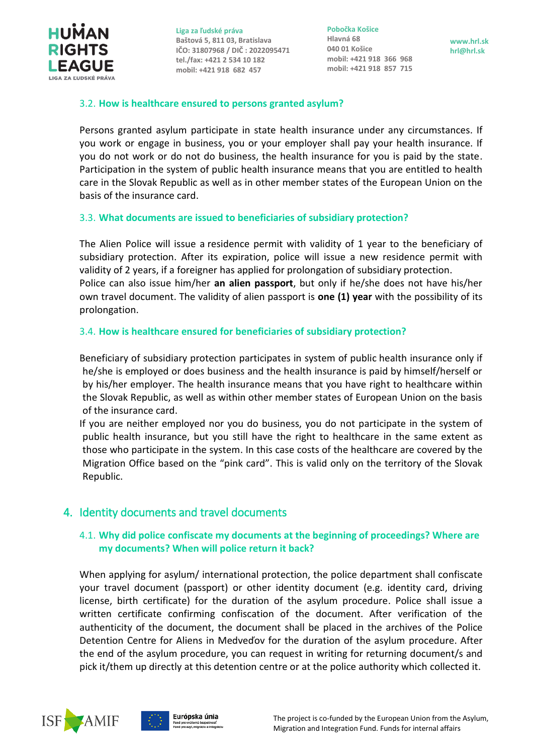### 3.2. How is healthcare ensured to persons granted asylum?

Persons granted asylum participate in state health insurance under any circumstances. If you work or engage in business, you or your employer shall pay your health insurance. If you do not work or do not do business, the health insurance for you is paid by the state. Participation in the system of public health insurance means that you are entitled to health care in the Slovak Republic as well as in other member states of the European Union on the basis of the insurance card.

### 3.3. What documents are issued to beneficiaries of subsidiary protection?

The Alien Police will issue a residence permit with validity of 1 year to the beneficiary of subsidiary protection. After its expiration, police will issue a new residence permit with validity of 2 years, if a foreigner has applied for prolongation of subsidiary protection.
Police can also issue him/her **an alien passport**, but only if he/she does not have his/her own travel document. The validity of alien passport is **one (1) year** with the possibility of its prolongation.

### 3.4. How is healthcare ensured for beneficiaries of subsidiary protection?

Beneficiary of subsidiary protection participates in system of public health insurance only if he/she is employed or does business and the health insurance is paid by himself/herself or by his/her employer. The health insurance means that you have right to healthcare within the Slovak Republic, as well as within other member states of European Union on the basis of the insurance card.
If you are neither employed nor you do business, you do not participate in the system of public health insurance, but you still have the right to healthcare in the same extent as those who participate in the system. In this case costs of the healthcare are covered by the Migration Office based on the "pink card". This is valid only on the territory of the Slovak Republic.

## 4. Identity documents and travel documents

### 4.1. Why did police confiscate my documents at the beginning of proceedings? Where are my documents? When will police return it back?

When applying for asylum/ international protection, the police department shall confiscate your travel document (passport) or other identity document (e.g. identity card, driving license, birth certificate) for the duration of the asylum procedure. Police shall issue a written certificate confirming confiscation of the document. After verification of the authenticity of the document, the document shall be placed in the archives of the Police Detention Centre for Aliens in Medveďov for the duration of the asylum procedure. After the end of the asylum procedure, you can request in writing for returning document/s and pick it/them up directly at this detention centre or at the police authority which collected it.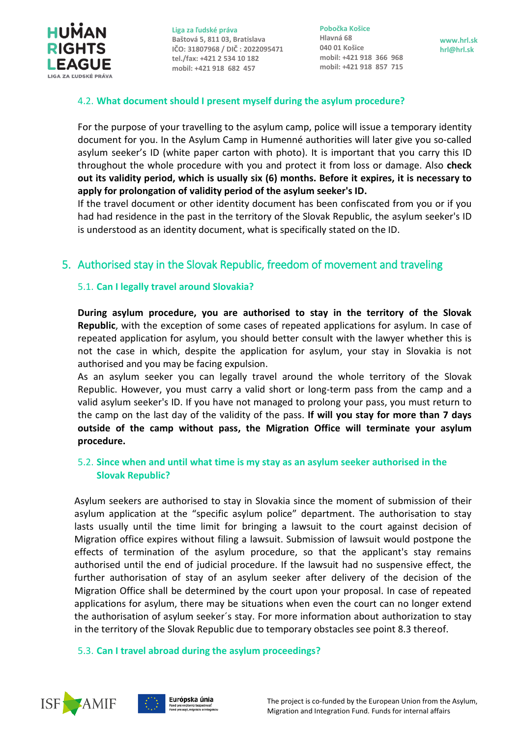### 4.2. What document should I present myself during the asylum procedure?

For the purpose of your travelling to the asylum camp, police will issue a temporary identity document for you. In the Asylum Camp in Humenné authorities will later give you so-called asylum seeker's ID (white paper carton with photo). It is important that you carry this ID throughout the whole procedure with you and protect it from loss or damage. Also **check out its validity period, which is usually six (6) months. Before it expires, it is necessary to apply for prolongation of validity period of the asylum seeker's ID.**
If the travel document or other identity document has been confiscated from you or if you had had residence in the past in the territory of the Slovak Republic, the asylum seeker's ID is understood as an identity document, what is specifically stated on the ID.

## 5. Authorised stay in the Slovak Republic, freedom of movement and traveling

### 5.1. Can I legally travel around Slovakia?

**During asylum procedure, you are authorised to stay in the territory of the Slovak Republic**, with the exception of some cases of repeated applications for asylum. In case of repeated application for asylum, you should better consult with the lawyer whether this is not the case in which, despite the application for asylum, your stay in Slovakia is not authorised and you may be facing expulsion.
As an asylum seeker you can legally travel around the whole territory of the Slovak Republic. However, you must carry a valid short or long-term pass from the camp and a valid asylum seeker's ID. If you have not managed to prolong your pass, you must return to the camp on the last day of the validity of the pass. **If will you stay for more than 7 days outside of the camp without pass, the Migration Office will terminate your asylum procedure.**

### 5.2. Since when and until what time is my stay as an asylum seeker authorised in the Slovak Republic?

Asylum seekers are authorised to stay in Slovakia since the moment of submission of their asylum application at the "specific asylum police" department. The authorisation to stay lasts usually until the time limit for bringing a lawsuit to the court against decision of Migration office expires without filing a lawsuit. Submission of lawsuit would postpone the effects of termination of the asylum procedure, so that the applicant's stay remains authorised until the end of judicial procedure. If the lawsuit had no suspensive effect, the further authorisation of stay of an asylum seeker after delivery of the decision of the Migration Office shall be determined by the court upon your proposal. In case of repeated applications for asylum, there may be situations when even the court can no longer extend the authorisation of asylum seeker´s stay. For more information about authorization to stay in the territory of the Slovak Republic due to temporary obstacles see point 8.3 thereof.

### 5.3. Can I travel abroad during the asylum proceedings?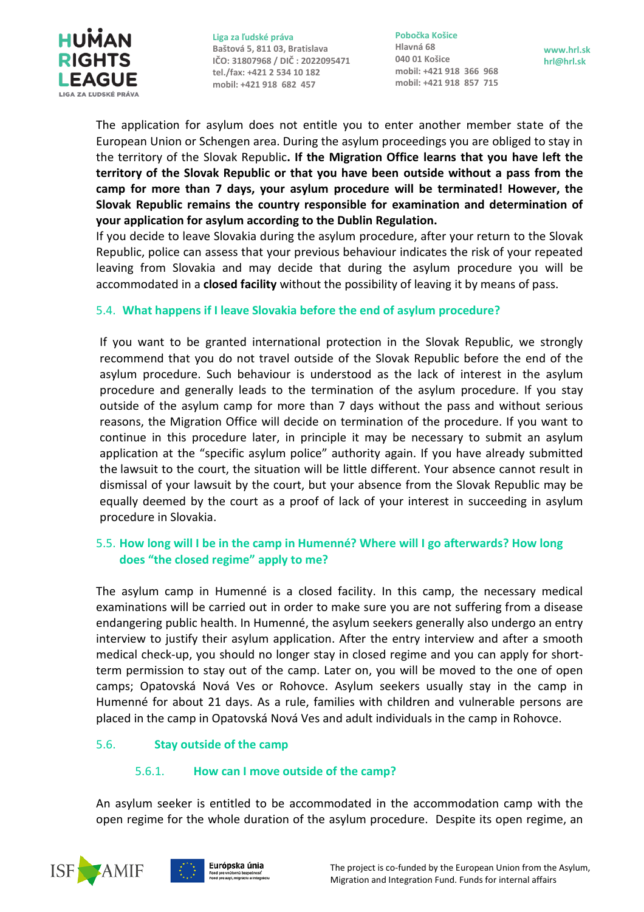The application for asylum does not entitle you to enter another member state of the European Union or Schengen area. During the asylum proceedings you are obliged to stay in the territory of the Slovak Republic**. If the Migration Office learns that you have left the territory of the Slovak Republic or that you have been outside without a pass from the camp for more than 7 days, your asylum procedure will be terminated! However, the Slovak Republic remains the country responsible for examination and determination of your application for asylum according to the Dublin Regulation.**

If you decide to leave Slovakia during the asylum procedure, after your return to the Slovak Republic, police can assess that your previous behaviour indicates the risk of your repeated leaving from Slovakia and may decide that during the asylum procedure you will be accommodated in a **closed facility** without the possibility of leaving it by means of pass.

### 5.4. What happens if I leave Slovakia before the end of asylum procedure?

If you want to be granted international protection in the Slovak Republic, we strongly recommend that you do not travel outside of the Slovak Republic before the end of the asylum procedure. Such behaviour is understood as the lack of interest in the asylum procedure and generally leads to the termination of the asylum procedure. If you stay outside of the asylum camp for more than 7 days without the pass and without serious reasons, the Migration Office will decide on termination of the procedure. If you want to continue in this procedure later, in principle it may be necessary to submit an asylum application at the "specific asylum police" authority again. If you have already submitted the lawsuit to the court, the situation will be little different. Your absence cannot result in dismissal of your lawsuit by the court, but your absence from the Slovak Republic may be equally deemed by the court as a proof of lack of your interest in succeeding in asylum procedure in Slovakia.

### 5.5. How long will I be in the camp in Humenné? Where will I go afterwards? How long does "the closed regime" apply to me?

The asylum camp in Humenné is a closed facility. In this camp, the necessary medical examinations will be carried out in order to make sure you are not suffering from a disease endangering public health. In Humenné, the asylum seekers generally also undergo an entry interview to justify their asylum application. After the entry interview and after a smooth medical check-up, you should no longer stay in closed regime and you can apply for short-term permission to stay out of the camp. Later on, you will be moved to the one of open camps; Opatovská Nová Ves or Rohovce. Asylum seekers usually stay in the camp in Humenné for about 21 days. As a rule, families with children and vulnerable persons are placed in the camp in Opatovská Nová Ves and adult individuals in the camp in Rohovce.

### 5.6. Stay outside of the camp

#### 5.6.1. How can I move outside of the camp?

An asylum seeker is entitled to be accommodated in the accommodation camp with the open regime for the whole duration of the asylum procedure. Despite its open regime, an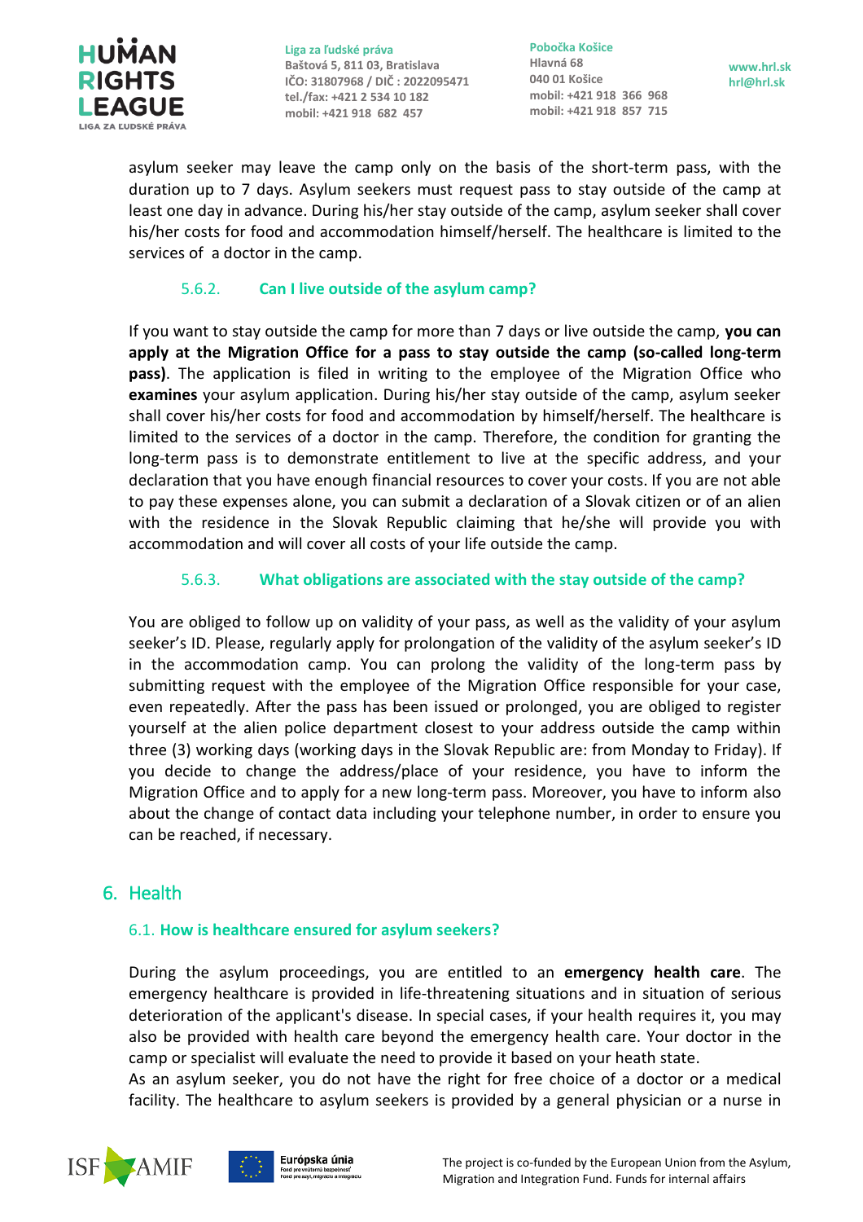asylum seeker may leave the camp only on the basis of the short-term pass, with the duration up to 7 days. Asylum seekers must request pass to stay outside of the camp at least one day in advance. During his/her stay outside of the camp, asylum seeker shall cover his/her costs for food and accommodation himself/herself. The healthcare is limited to the services of a doctor in the camp.

### 5.6.2. Can I live outside of the asylum camp?

If you want to stay outside the camp for more than 7 days or live outside the camp, **you can apply at the Migration Office for a pass to stay outside the camp (so-called long-term pass)**. The application is filed in writing to the employee of the Migration Office who **examines** your asylum application. During his/her stay outside of the camp, asylum seeker shall cover his/her costs for food and accommodation by himself/herself. The healthcare is limited to the services of a doctor in the camp. Therefore, the condition for granting the long-term pass is to demonstrate entitlement to live at the specific address, and your declaration that you have enough financial resources to cover your costs. If you are not able to pay these expenses alone, you can submit a declaration of a Slovak citizen or of an alien with the residence in the Slovak Republic claiming that he/she will provide you with accommodation and will cover all costs of your life outside the camp.

### 5.6.3. What obligations are associated with the stay outside of the camp?

You are obliged to follow up on validity of your pass, as well as the validity of your asylum seeker's ID. Please, regularly apply for prolongation of the validity of the asylum seeker's ID in the accommodation camp. You can prolong the validity of the long-term pass by submitting request with the employee of the Migration Office responsible for your case, even repeatedly. After the pass has been issued or prolonged, you are obliged to register yourself at the alien police department closest to your address outside the camp within three (3) working days (working days in the Slovak Republic are: from Monday to Friday). If you decide to change the address/place of your residence, you have to inform the Migration Office and to apply for a new long-term pass. Moreover, you have to inform also about the change of contact data including your telephone number, in order to ensure you can be reached, if necessary.

# 6. Health

## 6.1. How is healthcare ensured for asylum seekers?

During the asylum proceedings, you are entitled to an **emergency health care**. The emergency healthcare is provided in life-threatening situations and in situation of serious deterioration of the applicant's disease. In special cases, if your health requires it, you may also be provided with health care beyond the emergency health care. Your doctor in the camp or specialist will evaluate the need to provide it based on your heath state.
As an asylum seeker, you do not have the right for free choice of a doctor or a medical facility. The healthcare to asylum seekers is provided by a general physician or a nurse in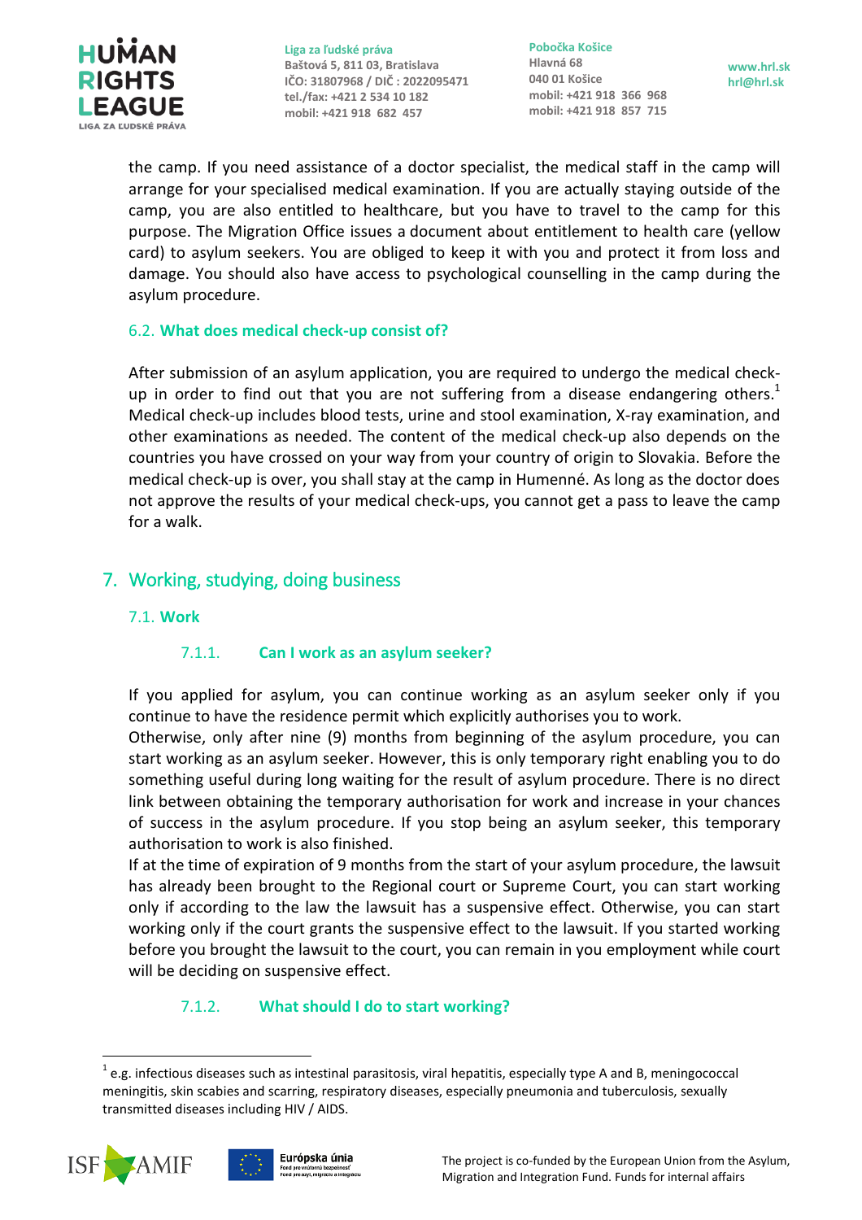the camp. If you need assistance of a doctor specialist, the medical staff in the camp will arrange for your specialised medical examination. If you are actually staying outside of the camp, you are also entitled to healthcare, but you have to travel to the camp for this purpose. The Migration Office issues a document about entitlement to health care (yellow card) to asylum seekers. You are obliged to keep it with you and protect it from loss and damage. You should also have access to psychological counselling in the camp during the asylum procedure.

### 6.2. What does medical check-up consist of?

After submission of an asylum application, you are required to undergo the medical check-up in order to find out that you are not suffering from a disease endangering others.[1] Medical check-up includes blood tests, urine and stool examination, X-ray examination, and other examinations as needed. The content of the medical check-up also depends on the countries you have crossed on your way from your country of origin to Slovakia. Before the medical check-up is over, you shall stay at the camp in Humenné. As long as the doctor does not approve the results of your medical check-ups, you cannot get a pass to leave the camp for a walk.

## 7. Working, studying, doing business

### 7.1. Work

#### 7.1.1. Can I work as an asylum seeker?

If you applied for asylum, you can continue working as an asylum seeker only if you continue to have the residence permit which explicitly authorises you to work.

Otherwise, only after nine (9) months from beginning of the asylum procedure, you can start working as an asylum seeker. However, this is only temporary right enabling you to do something useful during long waiting for the result of asylum procedure. There is no direct link between obtaining the temporary authorisation for work and increase in your chances of success in the asylum procedure. If you stop being an asylum seeker, this temporary authorisation to work is also finished.

If at the time of expiration of 9 months from the start of your asylum procedure, the lawsuit has already been brought to the Regional court or Supreme Court, you can start working only if according to the law the lawsuit has a suspensive effect. Otherwise, you can start working only if the court grants the suspensive effect to the lawsuit. If you started working before you brought the lawsuit to the court, you can remain in you employment while court will be deciding on suspensive effect.

#### 7.1.2. What should I do to start working?

[1] e.g. infectious diseases such as intestinal parasitosis, viral hepatitis, especially type A and B, meningococcal meningitis, skin scabies and scarring, respiratory diseases, especially pneumonia and tuberculosis, sexually transmitted diseases including HIV / AIDS.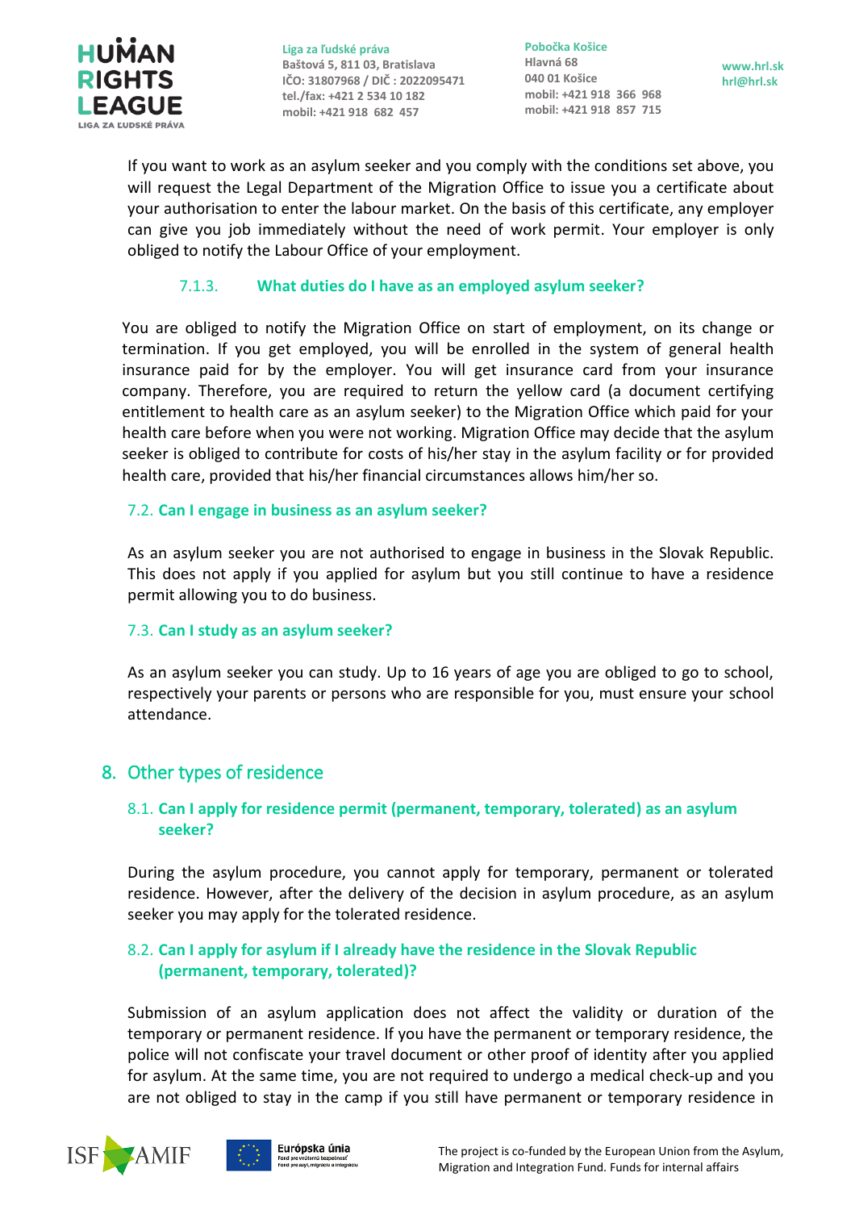If you want to work as an asylum seeker and you comply with the conditions set above, you will request the Legal Department of the Migration Office to issue you a certificate about your authorisation to enter the labour market. On the basis of this certificate, any employer can give you job immediately without the need of work permit. Your employer is only obliged to notify the Labour Office of your employment.

#### 7.1.3. What duties do I have as an employed asylum seeker?

You are obliged to notify the Migration Office on start of employment, on its change or termination. If you get employed, you will be enrolled in the system of general health insurance paid for by the employer. You will get insurance card from your insurance company. Therefore, you are required to return the yellow card (a document certifying entitlement to health care as an asylum seeker) to the Migration Office which paid for your health care before when you were not working. Migration Office may decide that the asylum seeker is obliged to contribute for costs of his/her stay in the asylum facility or for provided health care, provided that his/her financial circumstances allows him/her so.

### 7.2. Can I engage in business as an asylum seeker?

As an asylum seeker you are not authorised to engage in business in the Slovak Republic. This does not apply if you applied for asylum but you still continue to have a residence permit allowing you to do business.

### 7.3. Can I study as an asylum seeker?

As an asylum seeker you can study. Up to 16 years of age you are obliged to go to school, respectively your parents or persons who are responsible for you, must ensure your school attendance.

## 8. Other types of residence

### 8.1. Can I apply for residence permit (permanent, temporary, tolerated) as an asylum seeker?

During the asylum procedure, you cannot apply for temporary, permanent or tolerated residence. However, after the delivery of the decision in asylum procedure, as an asylum seeker you may apply for the tolerated residence.

### 8.2. Can I apply for asylum if I already have the residence in the Slovak Republic (permanent, temporary, tolerated)?

Submission of an asylum application does not affect the validity or duration of the temporary or permanent residence. If you have the permanent or temporary residence, the police will not confiscate your travel document or other proof of identity after you applied for asylum. At the same time, you are not required to undergo a medical check-up and you are not obliged to stay in the camp if you still have permanent or temporary residence in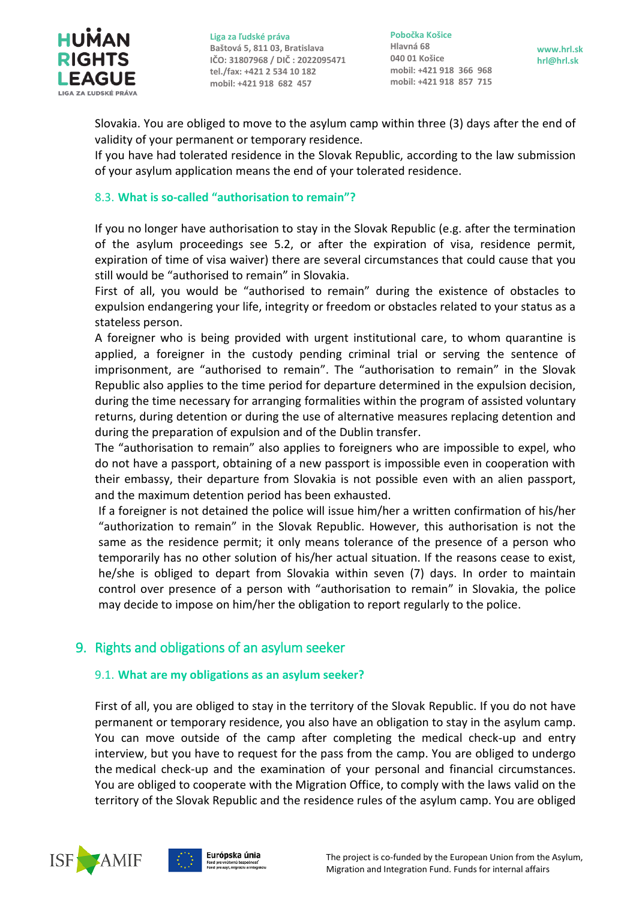Slovakia. You are obliged to move to the asylum camp within three (3) days after the end of validity of your permanent or temporary residence.
If you have had tolerated residence in the Slovak Republic, according to the law submission of your asylum application means the end of your tolerated residence.

### 8.3. What is so-called "authorisation to remain"?

If you no longer have authorisation to stay in the Slovak Republic (e.g. after the termination of the asylum proceedings see 5.2, or after the expiration of visa, residence permit, expiration of time of visa waiver) there are several circumstances that could cause that you still would be "authorised to remain" in Slovakia.
First of all, you would be "authorised to remain" during the existence of obstacles to expulsion endangering your life, integrity or freedom or obstacles related to your status as a stateless person.
A foreigner who is being provided with urgent institutional care, to whom quarantine is applied, a foreigner in the custody pending criminal trial or serving the sentence of imprisonment, are "authorised to remain". The "authorisation to remain" in the Slovak Republic also applies to the time period for departure determined in the expulsion decision, during the time necessary for arranging formalities within the program of assisted voluntary returns, during detention or during the use of alternative measures replacing detention and during the preparation of expulsion and of the Dublin transfer.
The "authorisation to remain" also applies to foreigners who are impossible to expel, who do not have a passport, obtaining of a new passport is impossible even in cooperation with their embassy, their departure from Slovakia is not possible even with an alien passport, and the maximum detention period has been exhausted.
If a foreigner is not detained the police will issue him/her a written confirmation of his/her "authorization to remain" in the Slovak Republic. However, this authorisation is not the same as the residence permit; it only means tolerance of the presence of a person who temporarily has no other solution of his/her actual situation. If the reasons cease to exist, he/she is obliged to depart from Slovakia within seven (7) days. In order to maintain control over presence of a person with "authorisation to remain" in Slovakia, the police may decide to impose on him/her the obligation to report regularly to the police.

## 9. Rights and obligations of an asylum seeker

### 9.1. What are my obligations as an asylum seeker?

First of all, you are obliged to stay in the territory of the Slovak Republic. If you do not have permanent or temporary residence, you also have an obligation to stay in the asylum camp. You can move outside of the camp after completing the medical check-up and entry interview, but you have to request for the pass from the camp. You are obliged to undergo the medical check-up and the examination of your personal and financial circumstances. You are obliged to cooperate with the Migration Office, to comply with the laws valid on the territory of the Slovak Republic and the residence rules of the asylum camp. You are obliged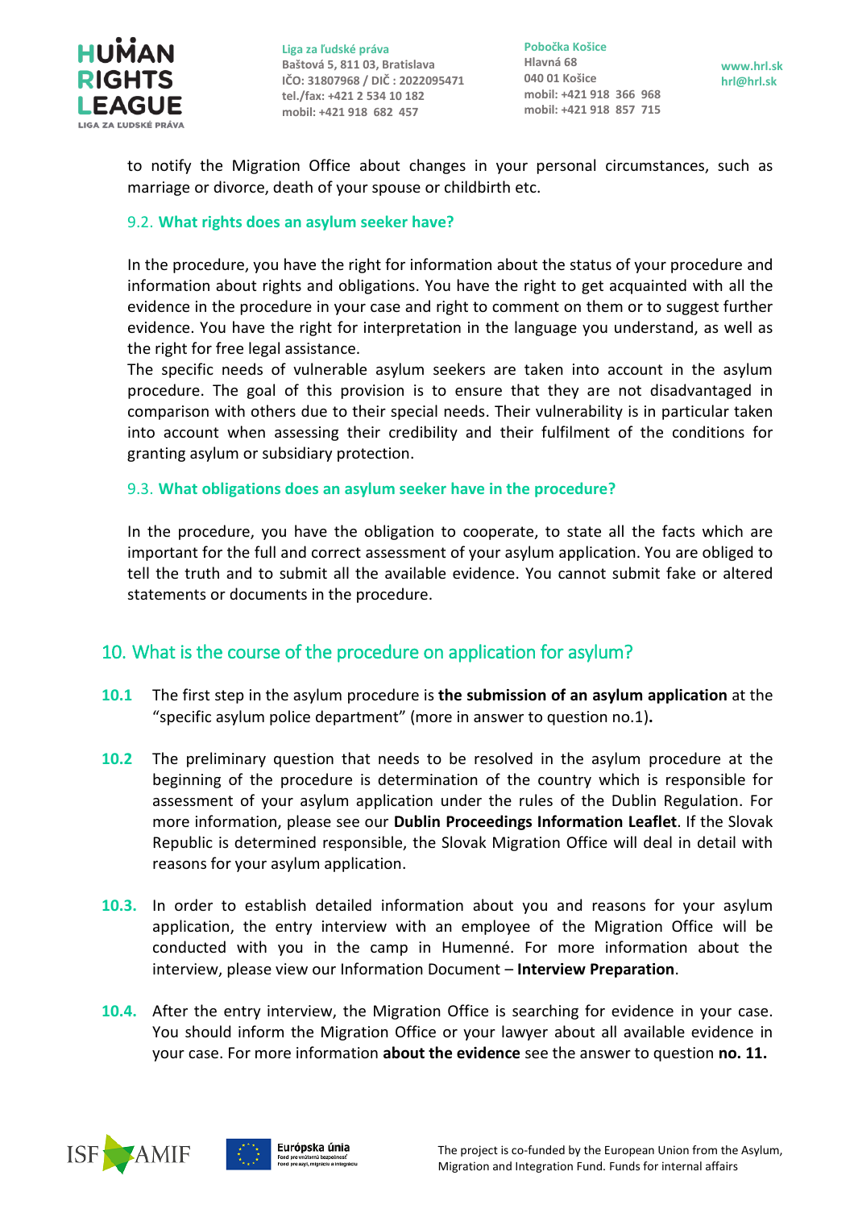to notify the Migration Office about changes in your personal circumstances, such as marriage or divorce, death of your spouse or childbirth etc.

### 9.2. What rights does an asylum seeker have?

In the procedure, you have the right for information about the status of your procedure and information about rights and obligations. You have the right to get acquainted with all the evidence in the procedure in your case and right to comment on them or to suggest further evidence. You have the right for interpretation in the language you understand, as well as the right for free legal assistance.

The specific needs of vulnerable asylum seekers are taken into account in the asylum procedure. The goal of this provision is to ensure that they are not disadvantaged in comparison with others due to their special needs. Their vulnerability is in particular taken into account when assessing their credibility and their fulfilment of the conditions for granting asylum or subsidiary protection.

### 9.3. What obligations does an asylum seeker have in the procedure?

In the procedure, you have the obligation to cooperate, to state all the facts which are important for the full and correct assessment of your asylum application. You are obliged to tell the truth and to submit all the available evidence. You cannot submit fake or altered statements or documents in the procedure.

## 10. What is the course of the procedure on application for asylum?

**10.1** The first step in the asylum procedure is **the submission of an asylum application** at the "specific asylum police department" (more in answer to question no.1)**.**

**10.2** The preliminary question that needs to be resolved in the asylum procedure at the beginning of the procedure is determination of the country which is responsible for assessment of your asylum application under the rules of the Dublin Regulation. For more information, please see our **Dublin Proceedings Information Leaflet**. If the Slovak Republic is determined responsible, the Slovak Migration Office will deal in detail with reasons for your asylum application.

**10.3.** In order to establish detailed information about you and reasons for your asylum application, the entry interview with an employee of the Migration Office will be conducted with you in the camp in Humenné. For more information about the interview, please view our Information Document – **Interview Preparation**.

**10.4.** After the entry interview, the Migration Office is searching for evidence in your case. You should inform the Migration Office or your lawyer about all available evidence in your case. For more information **about the evidence** see the answer to question **no. 11.**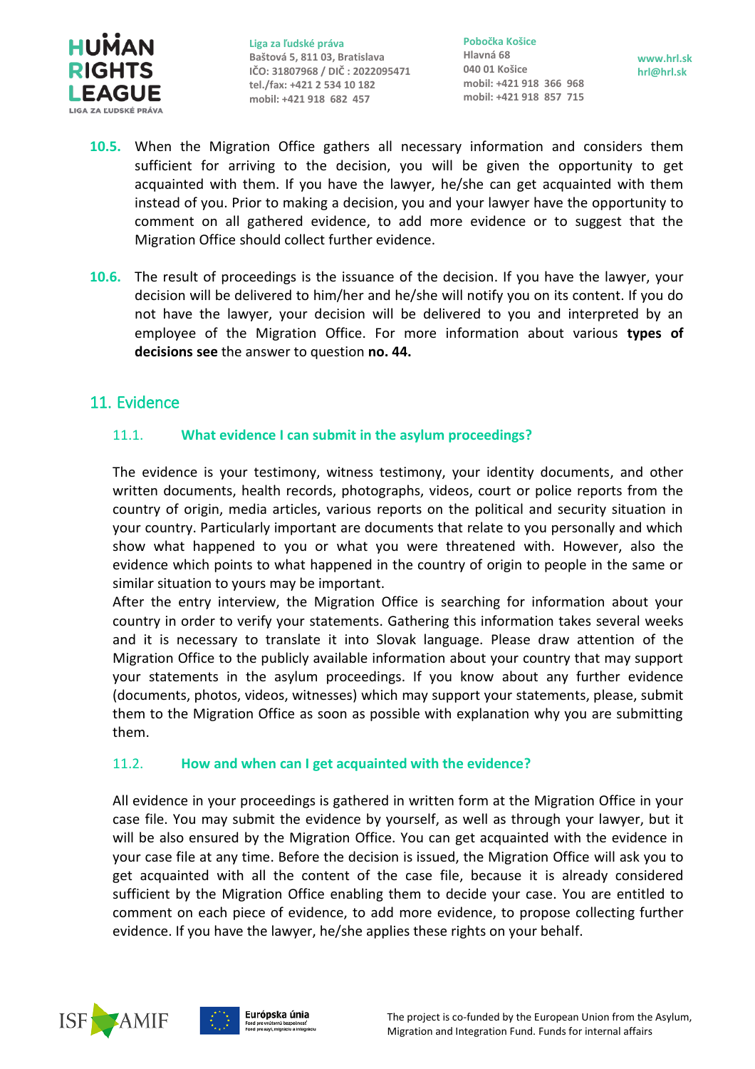**10.5.** When the Migration Office gathers all necessary information and considers them sufficient for arriving to the decision, you will be given the opportunity to get acquainted with them. If you have the lawyer, he/she can get acquainted with them instead of you. Prior to making a decision, you and your lawyer have the opportunity to comment on all gathered evidence, to add more evidence or to suggest that the Migration Office should collect further evidence.

**10.6.** The result of proceedings is the issuance of the decision. If you have the lawyer, your decision will be delivered to him/her and he/she will notify you on its content. If you do not have the lawyer, your decision will be delivered to you and interpreted by an employee of the Migration Office. For more information about various **types of decisions see** the answer to question **no. 44.**

## 11. Evidence

### 11.1. What evidence I can submit in the asylum proceedings?

The evidence is your testimony, witness testimony, your identity documents, and other written documents, health records, photographs, videos, court or police reports from the country of origin, media articles, various reports on the political and security situation in your country. Particularly important are documents that relate to you personally and which show what happened to you or what you were threatened with. However, also the evidence which points to what happened in the country of origin to people in the same or similar situation to yours may be important.

After the entry interview, the Migration Office is searching for information about your country in order to verify your statements. Gathering this information takes several weeks and it is necessary to translate it into Slovak language. Please draw attention of the Migration Office to the publicly available information about your country that may support your statements in the asylum proceedings. If you know about any further evidence (documents, photos, videos, witnesses) which may support your statements, please, submit them to the Migration Office as soon as possible with explanation why you are submitting them.

### 11.2. How and when can I get acquainted with the evidence?

All evidence in your proceedings is gathered in written form at the Migration Office in your case file. You may submit the evidence by yourself, as well as through your lawyer, but it will be also ensured by the Migration Office. You can get acquainted with the evidence in your case file at any time. Before the decision is issued, the Migration Office will ask you to get acquainted with all the content of the case file, because it is already considered sufficient by the Migration Office enabling them to decide your case. You are entitled to comment on each piece of evidence, to add more evidence, to propose collecting further evidence. If you have the lawyer, he/she applies these rights on your behalf.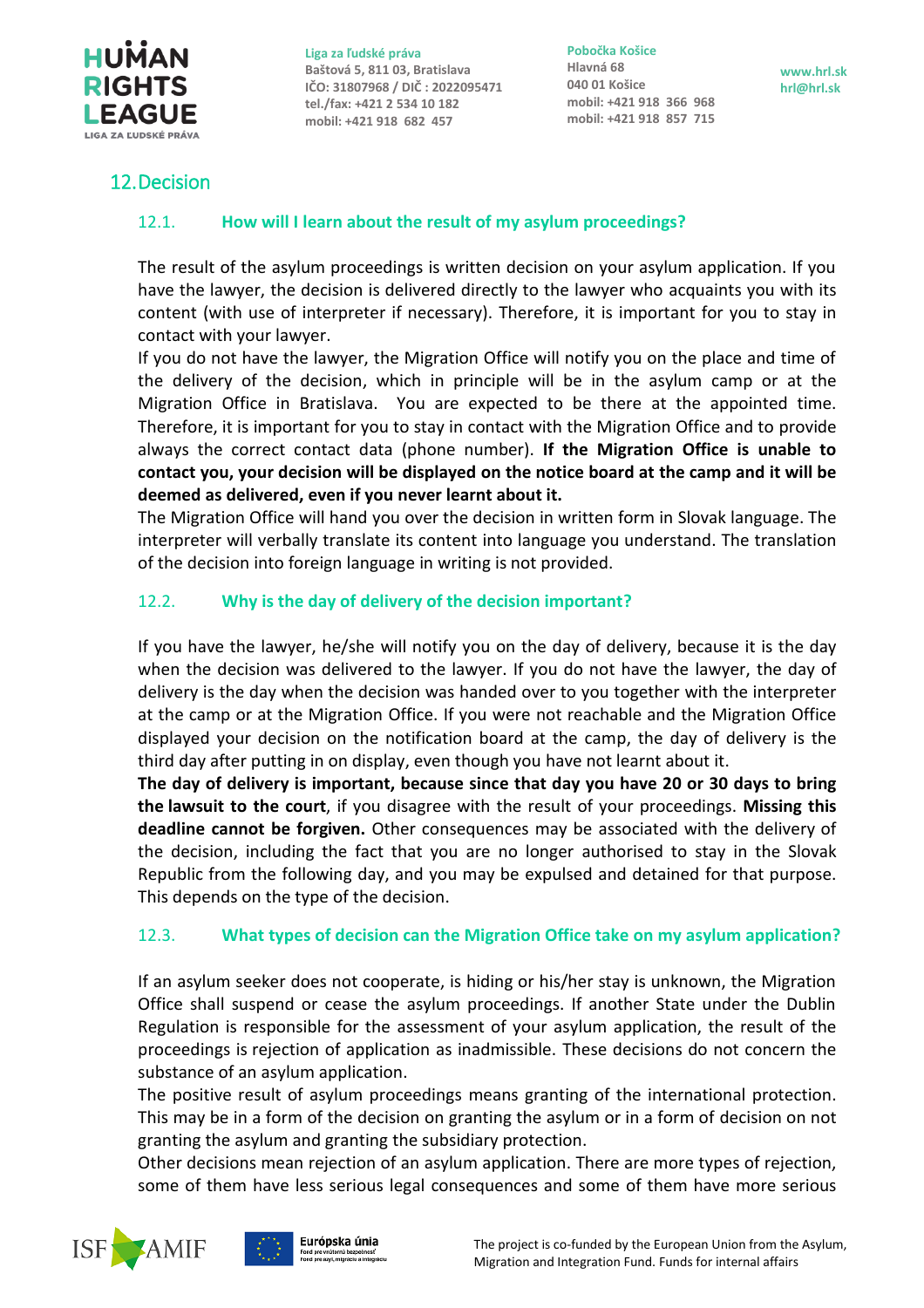## 12. Decision

### 12.1. How will I learn about the result of my asylum proceedings?

The result of the asylum proceedings is written decision on your asylum application. If you have the lawyer, the decision is delivered directly to the lawyer who acquaints you with its content (with use of interpreter if necessary). Therefore, it is important for you to stay in contact with your lawyer.

If you do not have the lawyer, the Migration Office will notify you on the place and time of the delivery of the decision, which in principle will be in the asylum camp or at the Migration Office in Bratislava. You are expected to be there at the appointed time. Therefore, it is important for you to stay in contact with the Migration Office and to provide always the correct contact data (phone number). **If the Migration Office is unable to contact you, your decision will be displayed on the notice board at the camp and it will be deemed as delivered, even if you never learnt about it.**

The Migration Office will hand you over the decision in written form in Slovak language. The interpreter will verbally translate its content into language you understand. The translation of the decision into foreign language in writing is not provided.

### 12.2. Why is the day of delivery of the decision important?

If you have the lawyer, he/she will notify you on the day of delivery, because it is the day when the decision was delivered to the lawyer. If you do not have the lawyer, the day of delivery is the day when the decision was handed over to you together with the interpreter at the camp or at the Migration Office. If you were not reachable and the Migration Office displayed your decision on the notification board at the camp, the day of delivery is the third day after putting in on display, even though you have not learnt about it.

**The day of delivery is important, because since that day you have 20 or 30 days to bring the lawsuit to the court**, if you disagree with the result of your proceedings. **Missing this deadline cannot be forgiven.** Other consequences may be associated with the delivery of the decision, including the fact that you are no longer authorised to stay in the Slovak Republic from the following day, and you may be expulsed and detained for that purpose. This depends on the type of the decision.

### 12.3. What types of decision can the Migration Office take on my asylum application?

If an asylum seeker does not cooperate, is hiding or his/her stay is unknown, the Migration Office shall suspend or cease the asylum proceedings. If another State under the Dublin Regulation is responsible for the assessment of your asylum application, the result of the proceedings is rejection of application as inadmissible. These decisions do not concern the substance of an asylum application.

The positive result of asylum proceedings means granting of the international protection. This may be in a form of the decision on granting the asylum or in a form of decision on not granting the asylum and granting the subsidiary protection.

Other decisions mean rejection of an asylum application. There are more types of rejection, some of them have less serious legal consequences and some of them have more serious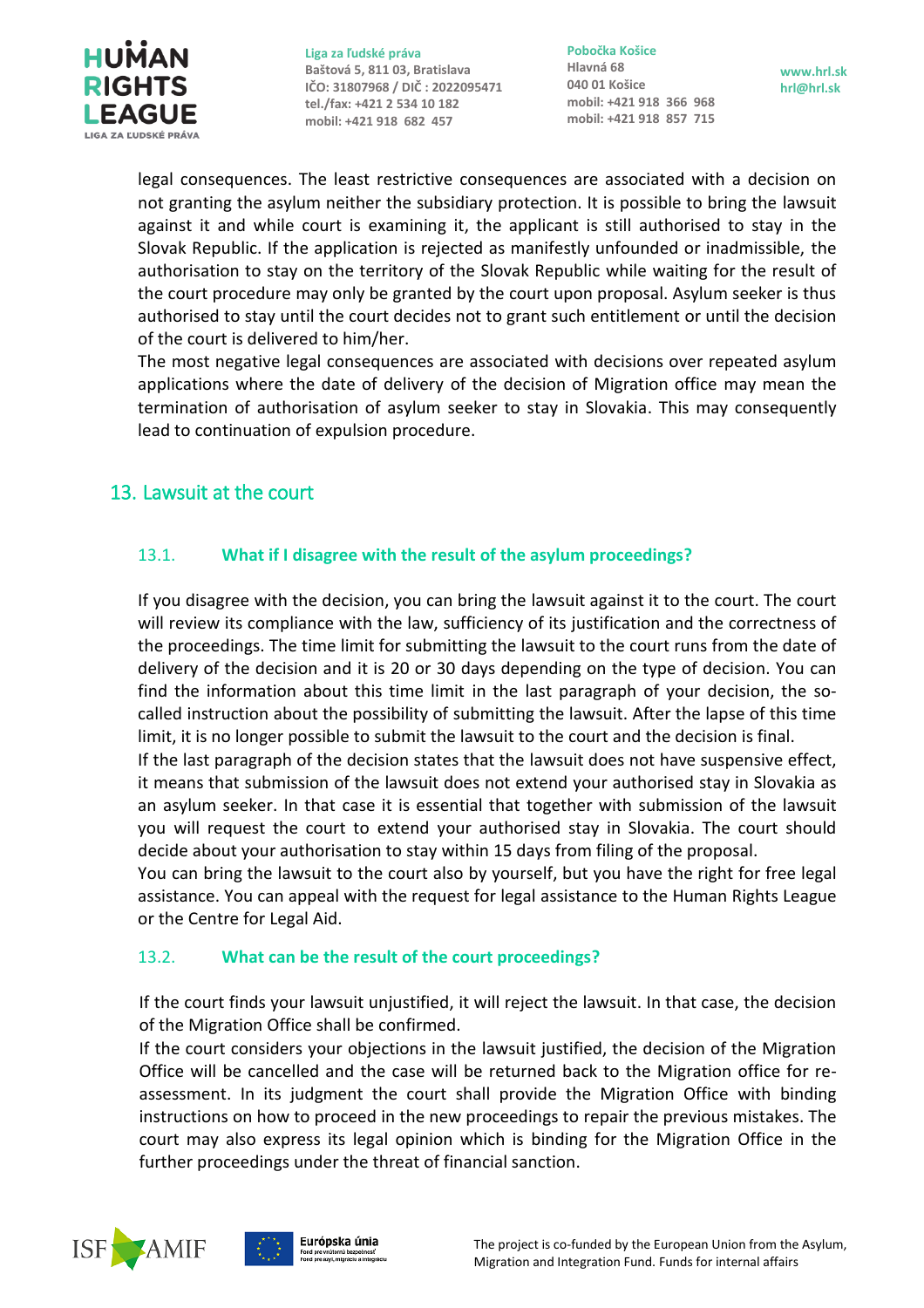legal consequences. The least restrictive consequences are associated with a decision on not granting the asylum neither the subsidiary protection. It is possible to bring the lawsuit against it and while court is examining it, the applicant is still authorised to stay in the Slovak Republic. If the application is rejected as manifestly unfounded or inadmissible, the authorisation to stay on the territory of the Slovak Republic while waiting for the result of the court procedure may only be granted by the court upon proposal. Asylum seeker is thus authorised to stay until the court decides not to grant such entitlement or until the decision of the court is delivered to him/her.

The most negative legal consequences are associated with decisions over repeated asylum applications where the date of delivery of the decision of Migration office may mean the termination of authorisation of asylum seeker to stay in Slovakia. This may consequently lead to continuation of expulsion procedure.

## 13. Lawsuit at the court

### 13.1. What if I disagree with the result of the asylum proceedings?

If you disagree with the decision, you can bring the lawsuit against it to the court. The court will review its compliance with the law, sufficiency of its justification and the correctness of the proceedings. The time limit for submitting the lawsuit to the court runs from the date of delivery of the decision and it is 20 or 30 days depending on the type of decision. You can find the information about this time limit in the last paragraph of your decision, the so-called instruction about the possibility of submitting the lawsuit. After the lapse of this time limit, it is no longer possible to submit the lawsuit to the court and the decision is final.

If the last paragraph of the decision states that the lawsuit does not have suspensive effect, it means that submission of the lawsuit does not extend your authorised stay in Slovakia as an asylum seeker. In that case it is essential that together with submission of the lawsuit you will request the court to extend your authorised stay in Slovakia. The court should decide about your authorisation to stay within 15 days from filing of the proposal.

You can bring the lawsuit to the court also by yourself, but you have the right for free legal assistance. You can appeal with the request for legal assistance to the Human Rights League or the Centre for Legal Aid.

### 13.2. What can be the result of the court proceedings?

If the court finds your lawsuit unjustified, it will reject the lawsuit. In that case, the decision of the Migration Office shall be confirmed.

If the court considers your objections in the lawsuit justified, the decision of the Migration Office will be cancelled and the case will be returned back to the Migration office for re-assessment. In its judgment the court shall provide the Migration Office with binding instructions on how to proceed in the new proceedings to repair the previous mistakes. The court may also express its legal opinion which is binding for the Migration Office in the further proceedings under the threat of financial sanction.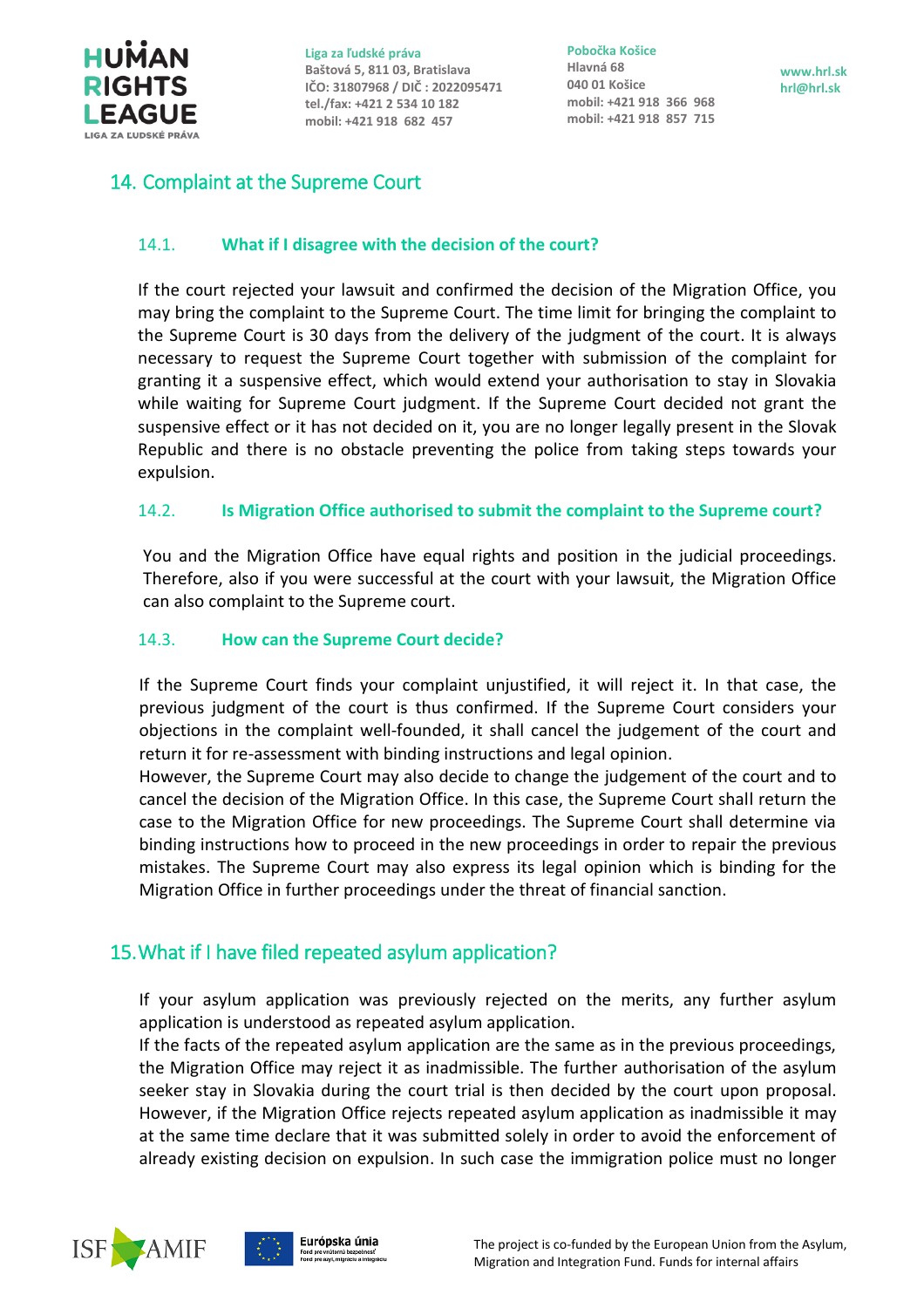## 14. Complaint at the Supreme Court

### 14.1. What if I disagree with the decision of the court?

If the court rejected your lawsuit and confirmed the decision of the Migration Office, you may bring the complaint to the Supreme Court. The time limit for bringing the complaint to the Supreme Court is 30 days from the delivery of the judgment of the court. It is always necessary to request the Supreme Court together with submission of the complaint for granting it a suspensive effect, which would extend your authorisation to stay in Slovakia while waiting for Supreme Court judgment. If the Supreme Court decided not grant the suspensive effect or it has not decided on it, you are no longer legally present in the Slovak Republic and there is no obstacle preventing the police from taking steps towards your expulsion.

### 14.2. Is Migration Office authorised to submit the complaint to the Supreme court?

You and the Migration Office have equal rights and position in the judicial proceedings. Therefore, also if you were successful at the court with your lawsuit, the Migration Office can also complaint to the Supreme court.

### 14.3. How can the Supreme Court decide?

If the Supreme Court finds your complaint unjustified, it will reject it. In that case, the previous judgment of the court is thus confirmed. If the Supreme Court considers your objections in the complaint well-founded, it shall cancel the judgement of the court and return it for re-assessment with binding instructions and legal opinion.
However, the Supreme Court may also decide to change the judgement of the court and to cancel the decision of the Migration Office. In this case, the Supreme Court shall return the case to the Migration Office for new proceedings. The Supreme Court shall determine via binding instructions how to proceed in the new proceedings in order to repair the previous mistakes. The Supreme Court may also express its legal opinion which is binding for the Migration Office in further proceedings under the threat of financial sanction.

## 15. What if I have filed repeated asylum application?

If your asylum application was previously rejected on the merits, any further asylum application is understood as repeated asylum application.
If the facts of the repeated asylum application are the same as in the previous proceedings, the Migration Office may reject it as inadmissible. The further authorisation of the asylum seeker stay in Slovakia during the court trial is then decided by the court upon proposal. However, if the Migration Office rejects repeated asylum application as inadmissible it may at the same time declare that it was submitted solely in order to avoid the enforcement of already existing decision on expulsion. In such case the immigration police must no longer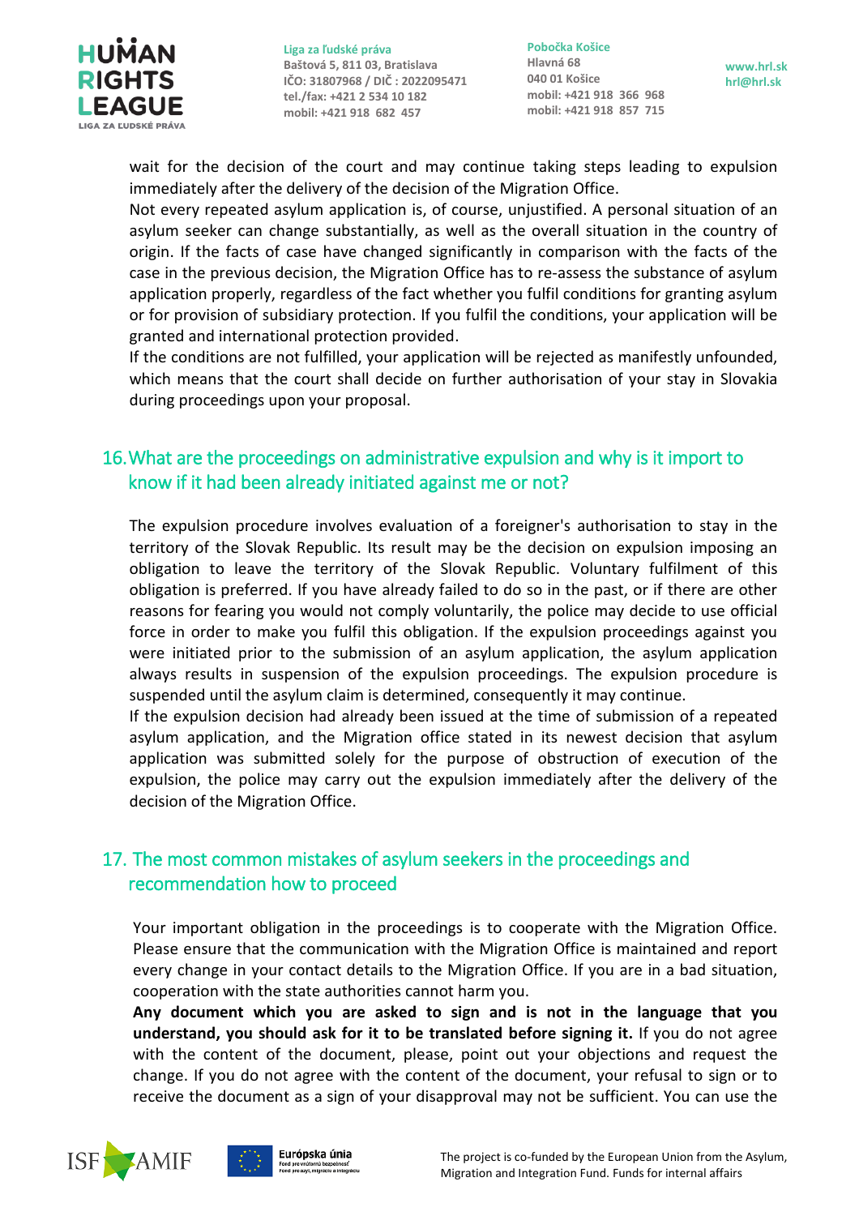wait for the decision of the court and may continue taking steps leading to expulsion immediately after the delivery of the decision of the Migration Office.

Not every repeated asylum application is, of course, unjustified. A personal situation of an asylum seeker can change substantially, as well as the overall situation in the country of origin. If the facts of case have changed significantly in comparison with the facts of the case in the previous decision, the Migration Office has to re-assess the substance of asylum application properly, regardless of the fact whether you fulfil conditions for granting asylum or for provision of subsidiary protection. If you fulfil the conditions, your application will be granted and international protection provided.

If the conditions are not fulfilled, your application will be rejected as manifestly unfounded, which means that the court shall decide on further authorisation of your stay in Slovakia during proceedings upon your proposal.

## 16. What are the proceedings on administrative expulsion and why is it import to know if it had been already initiated against me or not?

The expulsion procedure involves evaluation of a foreigner's authorisation to stay in the territory of the Slovak Republic. Its result may be the decision on expulsion imposing an obligation to leave the territory of the Slovak Republic. Voluntary fulfilment of this obligation is preferred. If you have already failed to do so in the past, or if there are other reasons for fearing you would not comply voluntarily, the police may decide to use official force in order to make you fulfil this obligation. If the expulsion proceedings against you were initiated prior to the submission of an asylum application, the asylum application always results in suspension of the expulsion proceedings. The expulsion procedure is suspended until the asylum claim is determined, consequently it may continue.

If the expulsion decision had already been issued at the time of submission of a repeated asylum application, and the Migration office stated in its newest decision that asylum application was submitted solely for the purpose of obstruction of execution of the expulsion, the police may carry out the expulsion immediately after the delivery of the decision of the Migration Office.

## 17. The most common mistakes of asylum seekers in the proceedings and recommendation how to proceed

Your important obligation in the proceedings is to cooperate with the Migration Office. Please ensure that the communication with the Migration Office is maintained and report every change in your contact details to the Migration Office. If you are in a bad situation, cooperation with the state authorities cannot harm you.

**Any document which you are asked to sign and is not in the language that you understand, you should ask for it to be translated before signing it.** If you do not agree with the content of the document, please, point out your objections and request the change. If you do not agree with the content of the document, your refusal to sign or to receive the document as a sign of your disapproval may not be sufficient. You can use the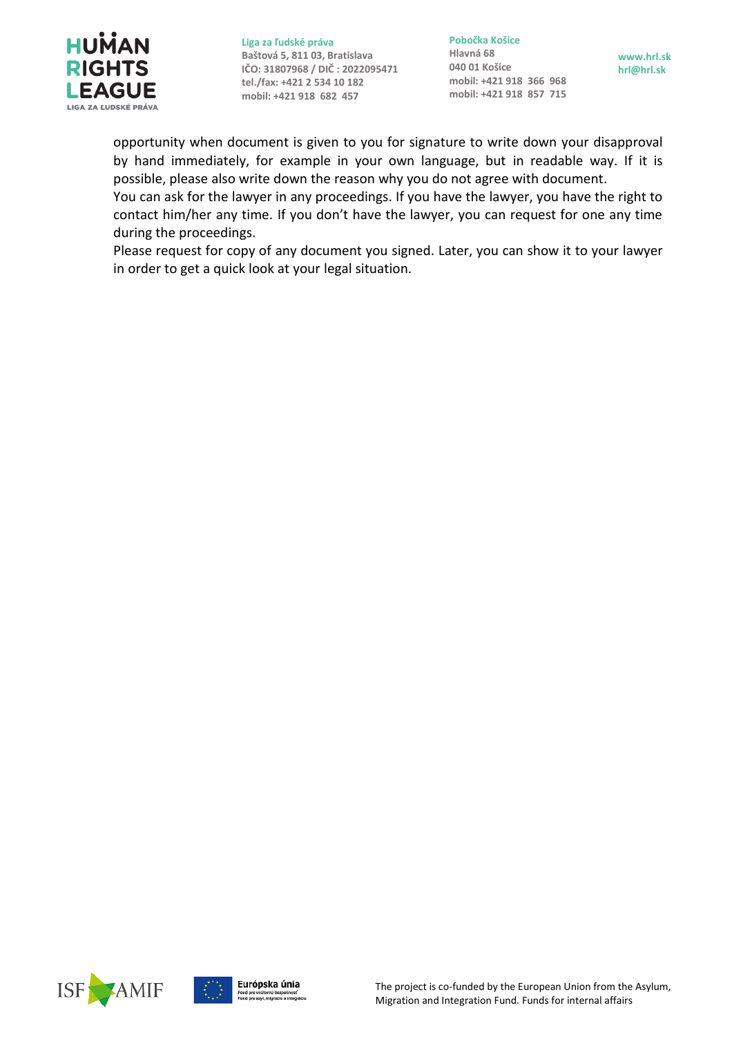opportunity when document is given to you for signature to write down your disapproval by hand immediately, for example in your own language, but in readable way. If it is possible, please also write down the reason why you do not agree with document.

You can ask for the lawyer in any proceedings. If you have the lawyer, you have the right to contact him/her any time. If you don't have the lawyer, you can request for one any time during the proceedings.

Please request for copy of any document you signed. Later, you can show it to your lawyer in order to get a quick look at your legal situation.